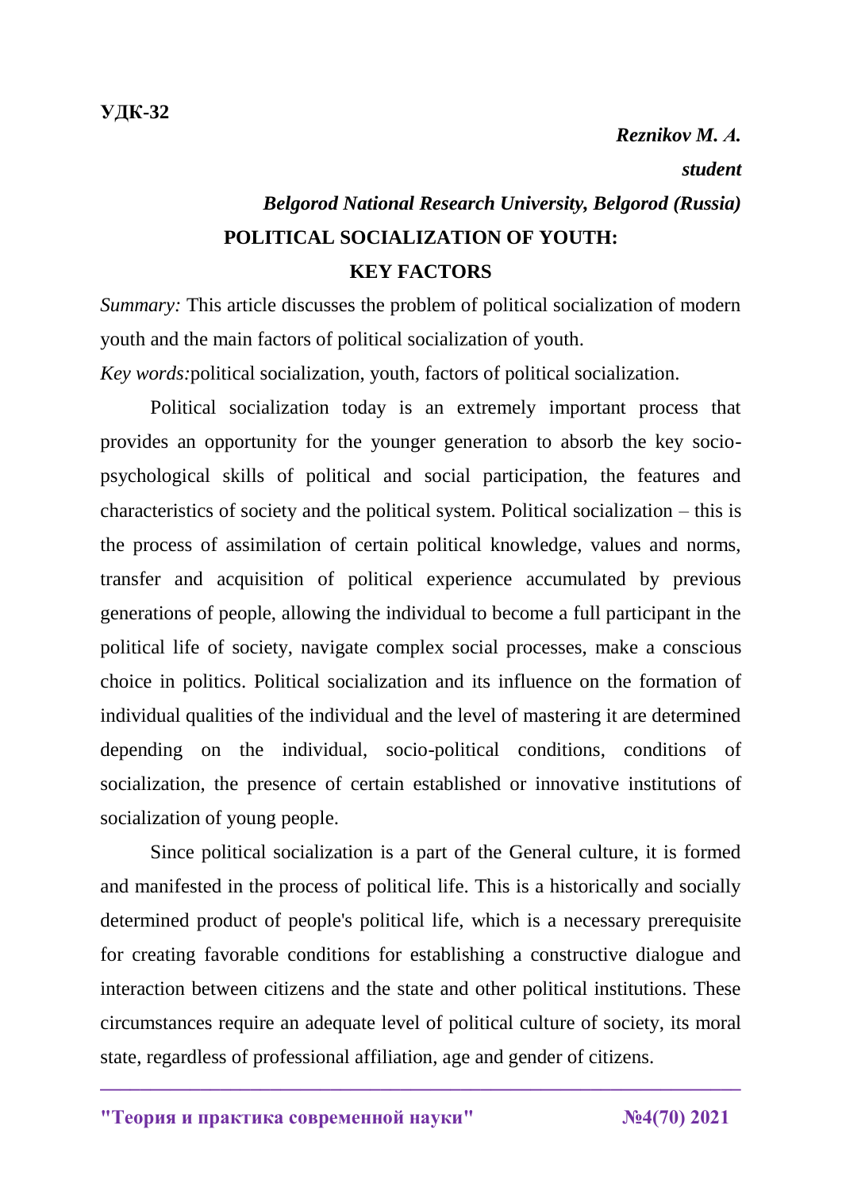**УДК-32**

*Reznikov M. A.*

***student***

***Belgorod National Research University, Belgorod (Russia)***

# POLITICAL SOCIALIZATION OF YOUTH: KEY FACTORS

*Summary:* This article discusses the problem of political socialization of modern youth and the main factors of political socialization of youth.

*Key words:*political socialization, youth, factors of political socialization.

Political socialization today is an extremely important process that provides an opportunity for the younger generation to absorb the key socio-psychological skills of political and social participation, the features and characteristics of society and the political system. Political socialization – this is the process of assimilation of certain political knowledge, values and norms, transfer and acquisition of political experience accumulated by previous generations of people, allowing the individual to become a full participant in the political life of society, navigate complex social processes, make a conscious choice in politics. Political socialization and its influence on the formation of individual qualities of the individual and the level of mastering it are determined depending on the individual, socio-political conditions, conditions of socialization, the presence of certain established or innovative institutions of socialization of young people.

Since political socialization is a part of the General culture, it is formed and manifested in the process of political life. This is a historically and socially determined product of people's political life, which is a necessary prerequisite for creating favorable conditions for establishing a constructive dialogue and interaction between citizens and the state and other political institutions. These circumstances require an adequate level of political culture of society, its moral state, regardless of professional affiliation, age and gender of citizens.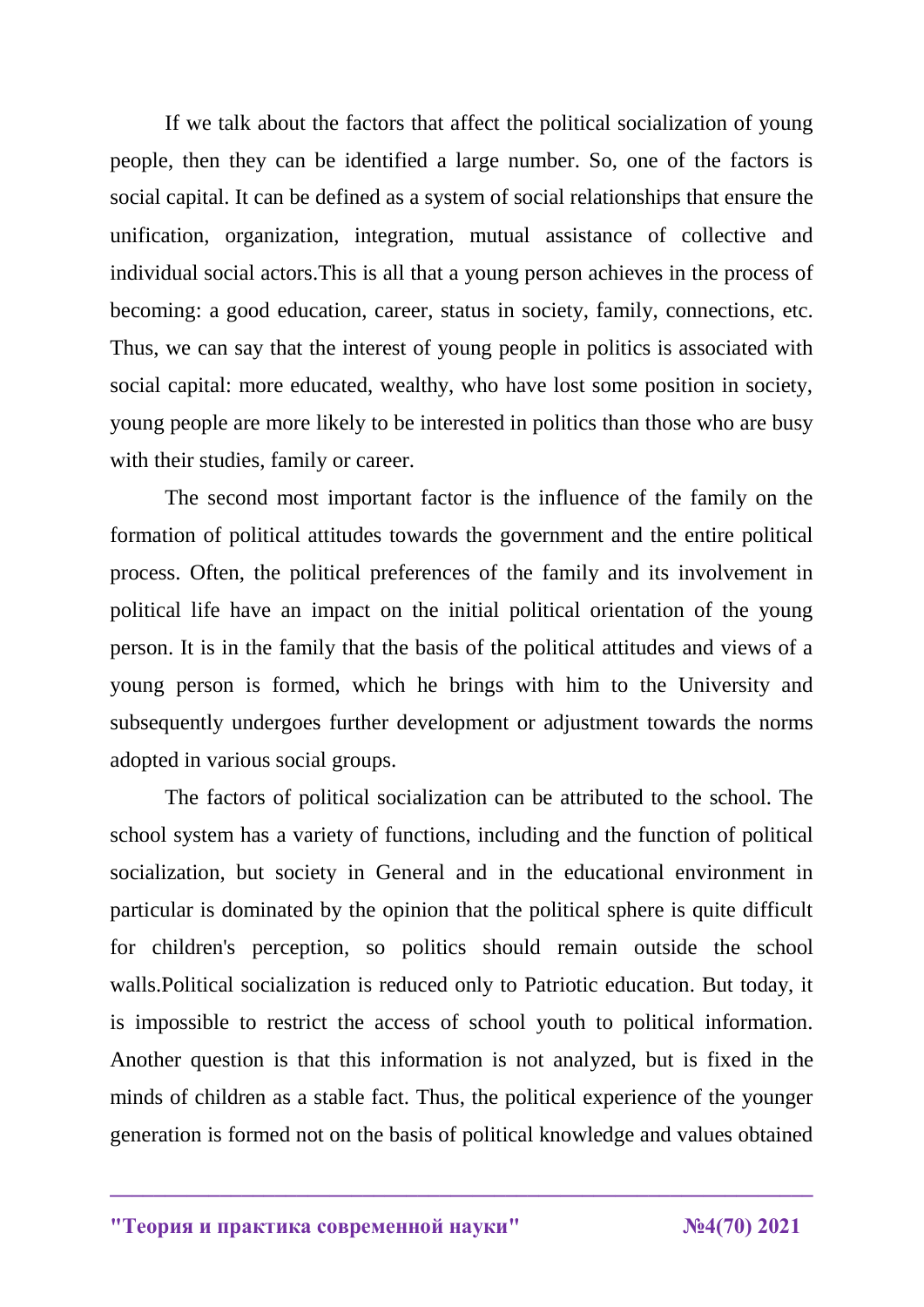If we talk about the factors that affect the political socialization of young people, then they can be identified a large number. So, one of the factors is social capital. It can be defined as a system of social relationships that ensure the unification, organization, integration, mutual assistance of collective and individual social actors.This is all that a young person achieves in the process of becoming: a good education, career, status in society, family, connections, etc. Thus, we can say that the interest of young people in politics is associated with social capital: more educated, wealthy, who have lost some position in society, young people are more likely to be interested in politics than those who are busy with their studies, family or career.

The second most important factor is the influence of the family on the formation of political attitudes towards the government and the entire political process. Often, the political preferences of the family and its involvement in political life have an impact on the initial political orientation of the young person. It is in the family that the basis of the political attitudes and views of a young person is formed, which he brings with him to the University and subsequently undergoes further development or adjustment towards the norms adopted in various social groups.

The factors of political socialization can be attributed to the school. The school system has a variety of functions, including and the function of political socialization, but society in General and in the educational environment in particular is dominated by the opinion that the political sphere is quite difficult for children's perception, so politics should remain outside the school walls.Political socialization is reduced only to Patriotic education. But today, it is impossible to restrict the access of school youth to political information. Another question is that this information is not analyzed, but is fixed in the minds of children as a stable fact. Thus, the political experience of the younger generation is formed not on the basis of political knowledge and values obtained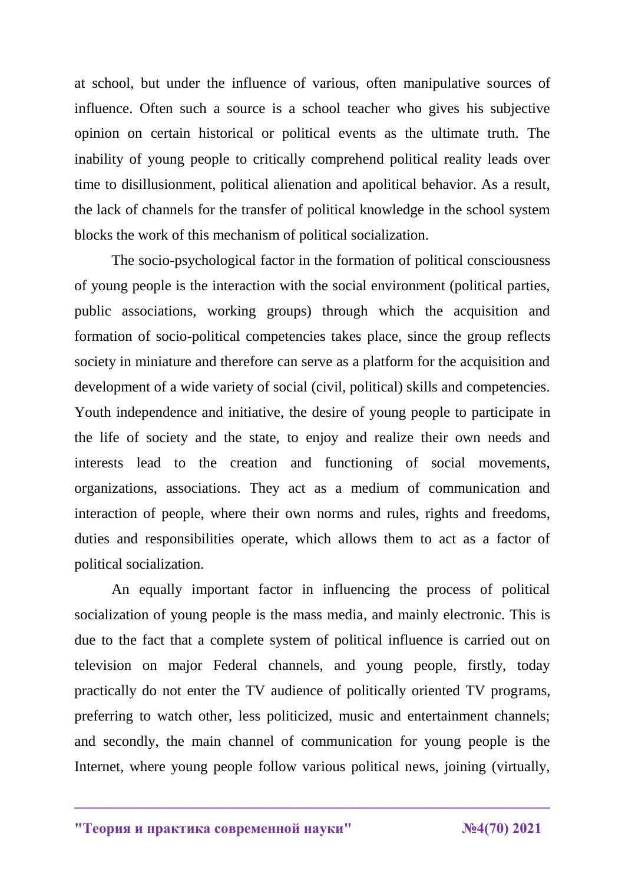at school, but under the influence of various, often manipulative sources of influence. Often such a source is a school teacher who gives his subjective opinion on certain historical or political events as the ultimate truth. The inability of young people to critically comprehend political reality leads over time to disillusionment, political alienation and apolitical behavior. As a result, the lack of channels for the transfer of political knowledge in the school system blocks the work of this mechanism of political socialization.

The socio-psychological factor in the formation of political consciousness of young people is the interaction with the social environment (political parties, public associations, working groups) through which the acquisition and formation of socio-political competencies takes place, since the group reflects society in miniature and therefore can serve as a platform for the acquisition and development of a wide variety of social (civil, political) skills and competencies. Youth independence and initiative, the desire of young people to participate in the life of society and the state, to enjoy and realize their own needs and interests lead to the creation and functioning of social movements, organizations, associations. They act as a medium of communication and interaction of people, where their own norms and rules, rights and freedoms, duties and responsibilities operate, which allows them to act as a factor of political socialization.

An equally important factor in influencing the process of political socialization of young people is the mass media, and mainly electronic. This is due to the fact that a complete system of political influence is carried out on television on major Federal channels, and young people, firstly, today practically do not enter the TV audience of politically oriented TV programs, preferring to watch other, less politicized, music and entertainment channels; and secondly, the main channel of communication for young people is the Internet, where young people follow various political news, joining (virtually,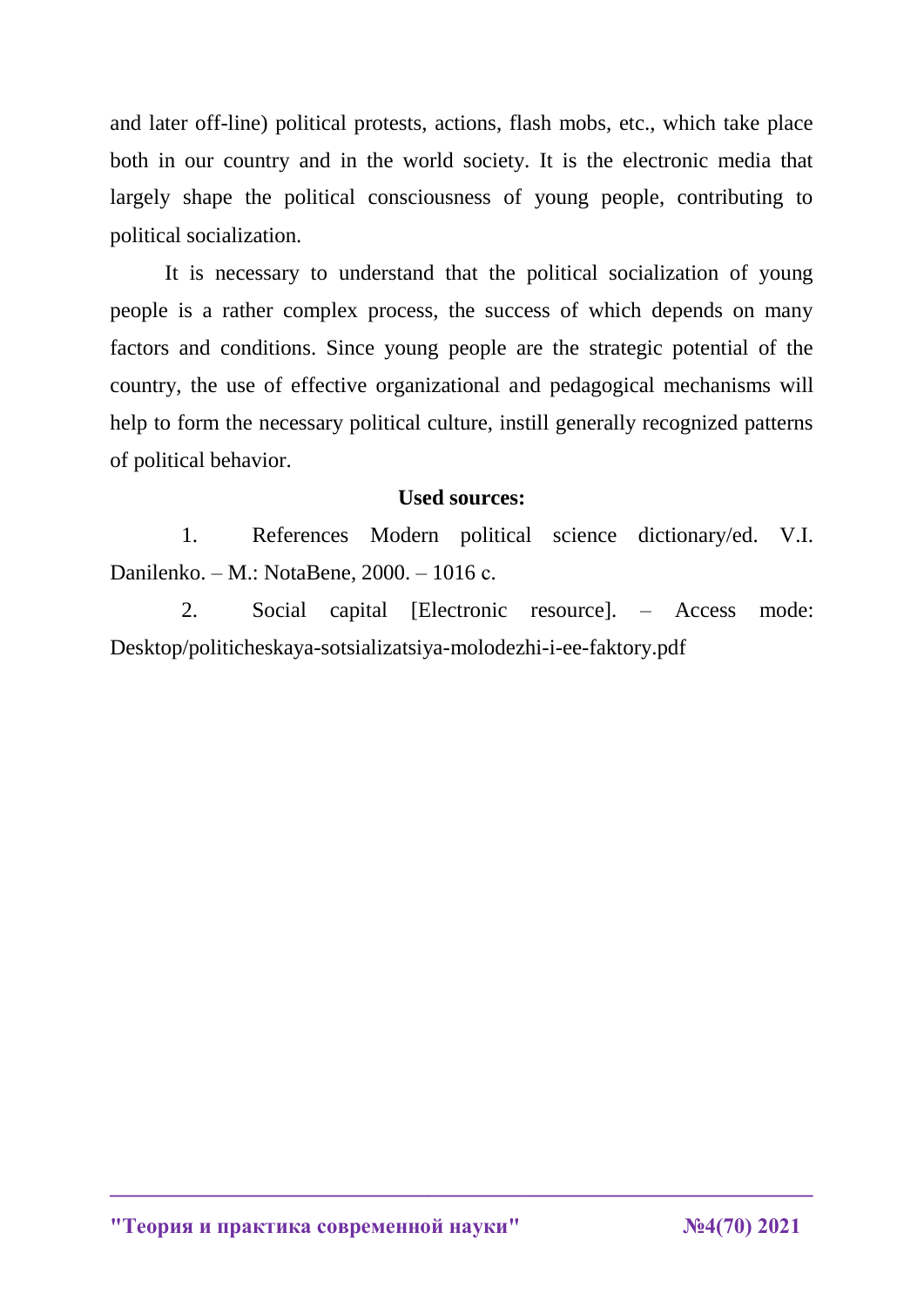and later off-line) political protests, actions, flash mobs, etc., which take place both in our country and in the world society. It is the electronic media that largely shape the political consciousness of young people, contributing to political socialization.

It is necessary to understand that the political socialization of young people is a rather complex process, the success of which depends on many factors and conditions. Since young people are the strategic potential of the country, the use of effective organizational and pedagogical mechanisms will help to form the necessary political culture, instill generally recognized patterns of political behavior.

**Used sources:**

1. References Modern political science dictionary/ed. V.I. Danilenko. – M.: NotaBene, 2000. – 1016 c.
2. Social capital [Electronic resource]. – Access mode: Desktop/politicheskaya-sotsializatsiya-molodezhi-i-ee-faktory.pdf